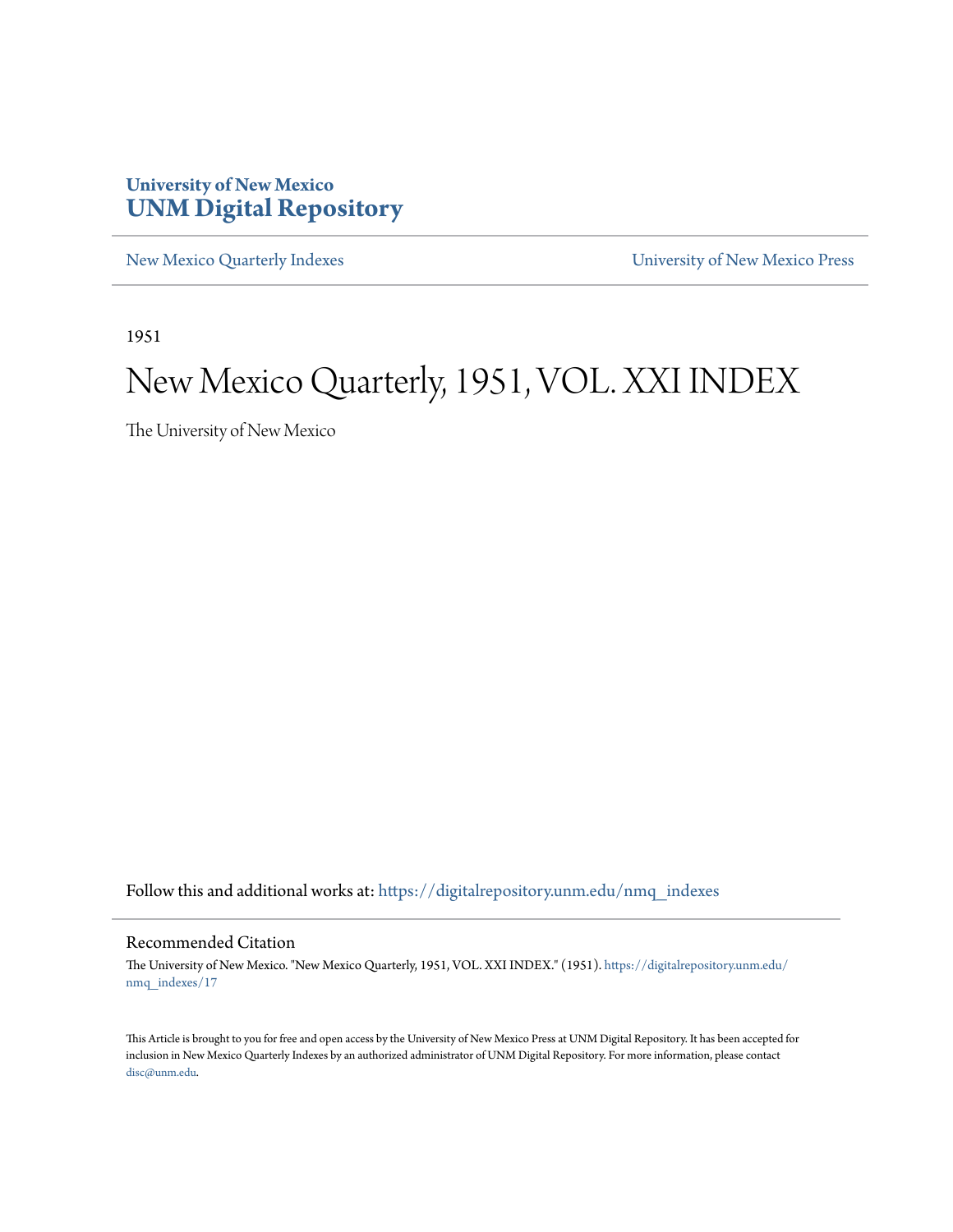University of New Mexico
**UNM Digital Repository**

New Mexico Quarterly Indexes

University of New Mexico Press

1951

# New Mexico Quarterly, 1951, VOL. XXI INDEX

The University of New Mexico

Follow this and additional works at: https://digitalrepository.unm.edu/nmq_indexes

## Recommended Citation

The University of New Mexico. "New Mexico Quarterly, 1951, VOL. XXI INDEX." (1951). https://digitalrepository.unm.edu/nmq_indexes/17

This Article is brought to you for free and open access by the University of New Mexico Press at UNM Digital Repository. It has been accepted for inclusion in New Mexico Quarterly Indexes by an authorized administrator of UNM Digital Repository. For more information, please contact disc@unm.edu.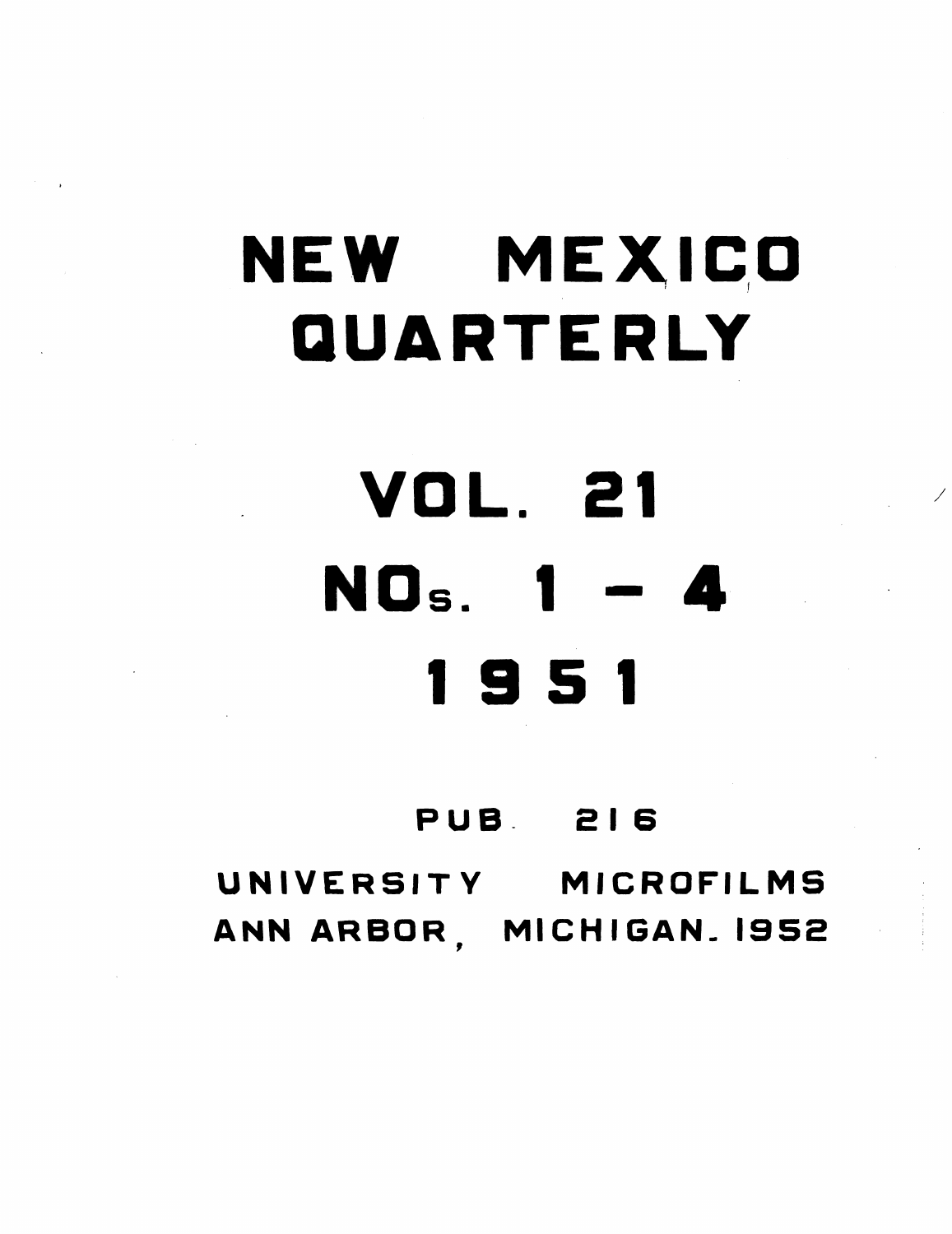# NEW MEXICO QUARTERLY

# VOL. 21

# NOs. 1 – 4

# 1951

PUB. 216

UNIVERSITY MICROFILMS
ANN ARBOR, MICHIGAN. 1952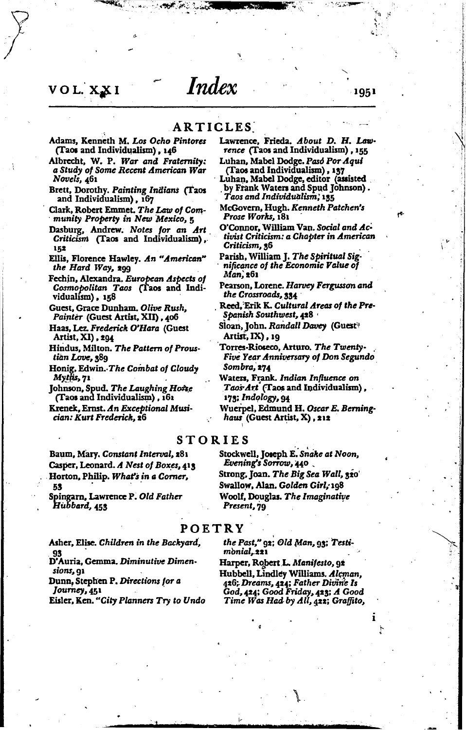# Index

VOL. XXI — 1951

## ARTICLES

Adams, Kenneth M. *Los Ocho Pintores* (Taos and Individualism), 146

Albrecht, W. P. *War and Fraternity: a Study of Some Recent American War Novels*, 461

Brett, Dorothy. *Painting Indians* (Taos and Individualism), 167

Clark, Robert Emmet. *The Law of Community Property in New Mexico*, 5

Dasburg, Andrew. *Notes for an Art Criticism* (Taos and Individualism), 152

Ellis, Florence Hawley. *An "American" the Hard Way*, 299

Fechin, Alexandra. *European Aspects of Cosmopolitan Taos* (Taos and Individualism), 158

Guest, Grace Dunham. *Olive Rush, Painter* (Guest Artist, XII), 406

Haas, Lez. *Frederick O'Hara* (Guest Artist, XI), 294

Hindus, Milton. *The Pattern of Proustian Love*, 389

Honig, Edwin. *The Combat of Cloudy Myths*, 71

Johnson, Spud. *The Laughing Horse* (Taos and Individualism), 161

Krenek, Ernst. *An Exceptional Musician: Kurt Frederick*, 26

Lawrence, Frieda. *About D. H. Lawrence* (Taos and Individualism), 155

Luhan, Mabel Dodge. *Pasó Por Aquí* (Taos and Individualism), 137

Luhan, Mabel Dodge, editor (assisted by Frank Waters and Spud Johnson). *Taos and Individualism*, 135

McGovern, Hugh. *Kenneth Patchen's Prose Works*, 181

O'Connor, William Van. *Social and Activist Criticism: a Chapter in American Criticism*, 36

Parish, William J. *The Spiritual Significance of the Economic Value of Man*, 261

Pearson, Lorene. *Harvey Fergusson and the Crossroads*, 334

Reed, Erik K. *Cultural Areas of the Pre-Spanish Southwest*, 428

Sloan, John. *Randall Davey* (Guest Artist, IX), 19

Torres-Rioseco, Arturo. *The Twenty-Five Year Anniversary of Don Segundo Sombra*, 274

Waters, Frank. *Indian Influence on Taos Art* (Taos and Individualism), 173; *Indology*, 94

Wuerpel, Edmund H. *Oscar E. Berninghaus* (Guest Artist, X), 212

## STORIES

Baum, Mary. *Constant Interval*, 281

Casper, Leonard. *A Nest of Boxes*, 413

Horton, Philip. *What's in a Corner*, 53

Spingarn, Lawrence P. *Old Father Hubbard*, 453

Stockwell, Joseph E. *Snake at Noon, Evening's Sorrow*, 440

Strong, Joan. *The Big Sea Wall*, 320

Swallow, Alan. *Golden Girl*, 198

Woolf, Douglas. *The Imaginative Present*, 79

## POETRY

Asher, Elise. *Children in the Backyard*, 93

D'Auria, Gemma. *Diminutive Dimensions*, 91

Dunn, Stephen P. *Directions for a Journey*, 451

Eisler, Ken. *"City Planners Try to Undo the Past,"* 92; *Old Man*, 93; *Testimonial*, 221

Harper, Robert L. *Manifesto*, 92

Hubbell, Lindley Williams. *Alcman*, 426; *Dreams*, 424; *Father Divine Is God*, 424; *Good Friday*, 423; *A Good Time Was Had by All*, 422; *Graffito*,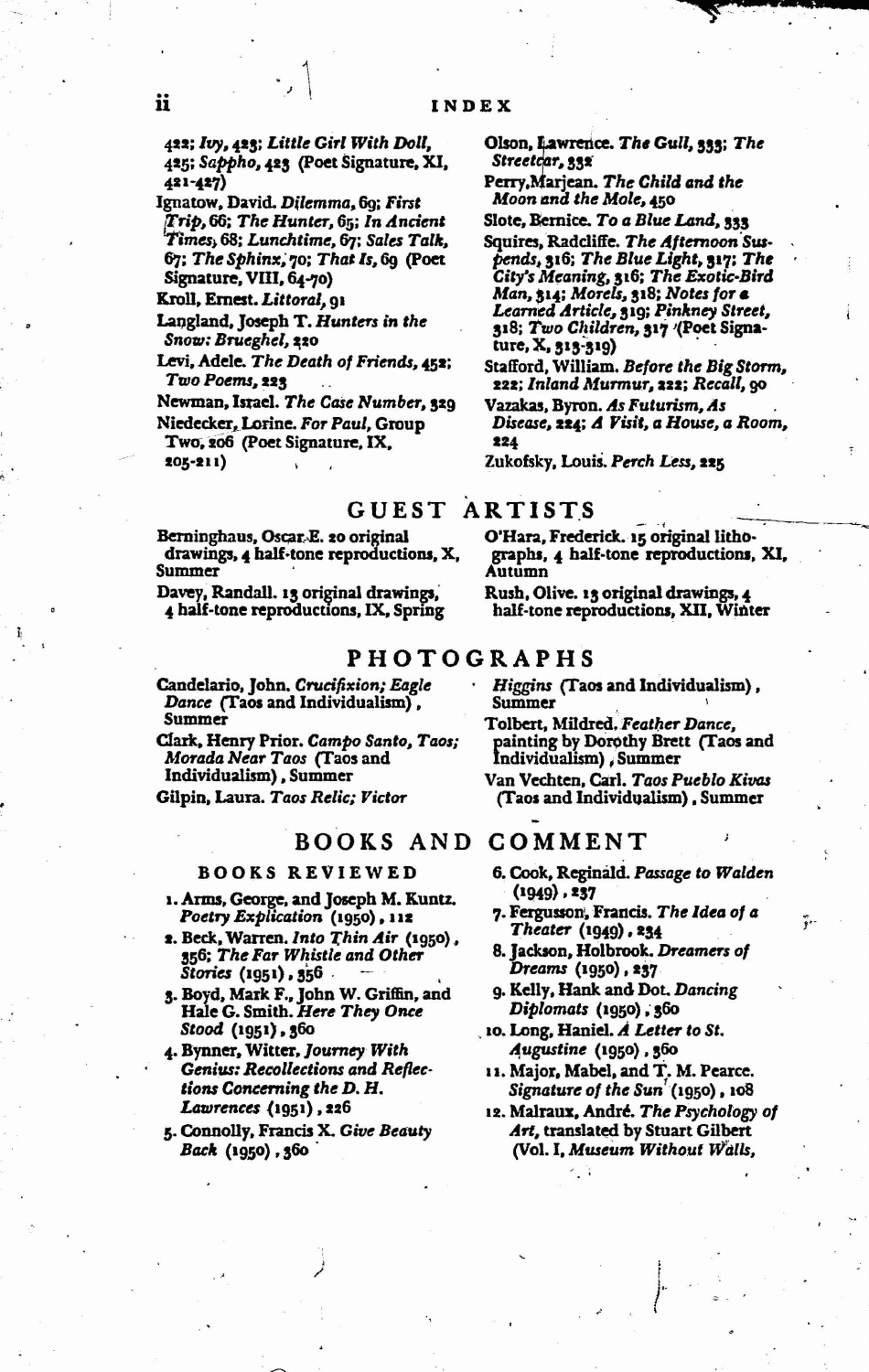422; *Ivy*, 423; *Little Girl With Doll*, 425; *Sappho*, 423 (Poet Signature, XI, 421-427)

Ignatow, David. *Dilemma*, 69; *First Trip*, 66; *The Hunter*, 65; *In Ancient Times*, 68; *Lunchtime*, 67; *Sales Talk*, 67; *The Sphinx*, 70; *That Is*, 69 (Poet Signature, VIII, 64-70)

Kroll, Ernest. *Littoral*, 91

Langland, Joseph T. *Hunters in the Snow: Brueghel*, 220

Levi, Adele. *The Death of Friends*, 452; *Two Poems*, 223

Newman, Israel. *The Case Number*, 329

Niedecker, Lorine. *For Paul*, Group Two, 206 (Poet Signature, IX, 205-211)

Olson, Lawrence. *The Gull*, 333; *The Streetcar*, 332

Perry, Marjean. *The Child and the Moon and the Mole*, 450

Slote, Bernice. *To a Blue Land*, 333

Squires, Radcliffe. *The Afternoon Suspends*, 316; *The Blue Light*, 317; *The City's Meaning*, 316; *The Exotic-Bird Man*, 314; *Morels*, 318; *Notes for a Learned Article*, 319; *Pinkney Street*, 318; *Two Children*, 317 (Poet Signature, X, 313-319)

Stafford, William. *Before the Big Storm*, 222; *Inland Murmur*, 222; *Recall*, 90

Vazakas, Byron. *As Futurism, As Disease*, 224; *A Visit, a House, a Room*, 224

Zukofsky, Louis. *Perch Less*, 225

## GUEST ARTISTS

Berninghaus, Oscar E. 20 original drawings, 4 half-tone reproductions, X, Summer

Davey, Randall. 13 original drawings, 4 half-tone reproductions, IX, Spring

O'Hara, Frederick. 15 original lithographs, 4 half-tone reproductions, XI, Autumn

Rush, Olive. 13 original drawings, 4 half-tone reproductions, XII, Winter

## PHOTOGRAPHS

Candelario, John. *Crucifixion; Eagle Dance* (Taos and Individualism), Summer

Clark, Henry Prior. *Campo Santo, Taos; Morada Near Taos* (Taos and Individualism), Summer

Gilpin, Laura. *Taos Relic; Victor Higgins* (Taos and Individualism), Summer

Tolbert, Mildred. *Feather Dance*, painting by Dorothy Brett (Taos and Individualism), Summer

Van Vechten, Carl. *Taos Pueblo Kivas* (Taos and Individualism), Summer

## BOOKS AND COMMENT

### BOOKS REVIEWED

1. Arms, George, and Joseph M. Kuntz. *Poetry Explication* (1950), 112
2. Beck, Warren. *Into Thin Air* (1950), 356; *The Far Whistle and Other Stories* (1951), 356
3. Boyd, Mark F., John W. Griffin, and Hale G. Smith. *Here They Once Stood* (1951), 360
4. Bynner, Witter. *Journey With Genius: Recollections and Reflections Concerning the D. H. Lawrences* (1951), 226
5. Connolly, Francis X. *Give Beauty Back* (1950), 360
6. Cook, Reginald. *Passage to Walden* (1949), 237
7. Fergusson, Francis. *The Idea of a Theater* (1949), 234
8. Jackson, Holbrook. *Dreamers of Dreams* (1950), 237
9. Kelly, Hank and Dot. *Dancing Diplomats* (1950), 360
10. Long, Haniel. *A Letter to St. Augustine* (1950), 360
11. Major, Mabel, and T. M. Pearce. *Signature of the Sun* (1950), 108
12. Malraux, André. *The Psychology of Art*, translated by Stuart Gilbert (Vol. I, *Museum Without Walls*,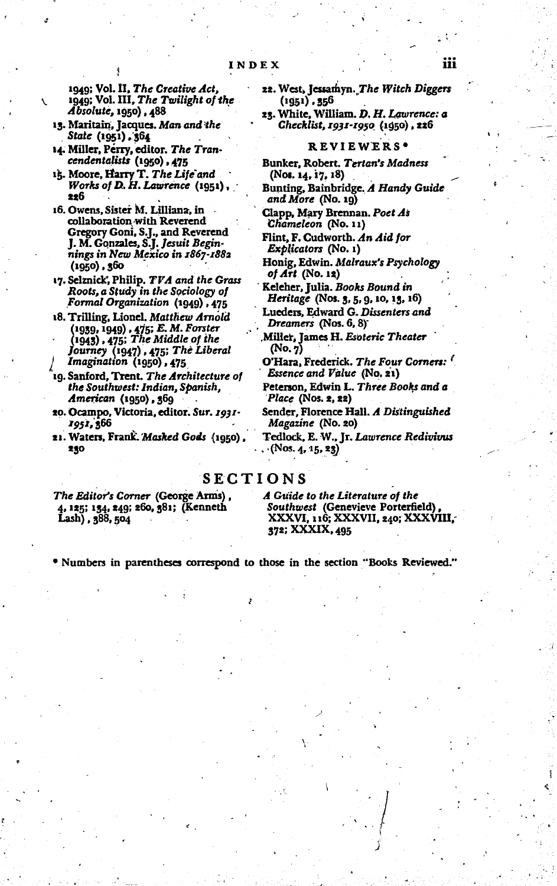1949; Vol. II, *The Creative Act*, 1949; Vol. III, *The Twilight of the Absolute*, 1950), 488

13. Maritain, Jacques. *Man and the State* (1951), 364
14. Miller, Perry, editor. *The Transcendentalists* (1950), 475
15. Moore, Harry T. *The Life and Works of D. H. Lawrence* (1951), 226
16. Owens, Sister M. Lilliana, in collaboration with Reverend Gregory Goni, S.J., and Reverend J. M. Gonzales, S.J. *Jesuit Beginnings in New Mexico in 1867-1882* (1950), 360
17. Selznick, Philip. *TVA and the Grass Roots, a Study in the Sociology of Formal Organization* (1949), 475
18. Trilling, Lionel. *Matthew Arnold* (1939, 1949), 475; *E. M. Forster* (1943), 475; *The Middle of the Journey* (1947), 475; *The Liberal Imagination* (1950), 475
19. Sanford, Trent. *The Architecture of the Southwest: Indian, Spanish, American* (1950), 369
20. Ocampo, Victoria, editor. *Sur. 1931-1951*, 366
21. Waters, Frank. *Masked Gods* (1950), 230
22. West, Jessamyn. *The Witch Diggers* (1951), 356
23. White, William. *D. H. Lawrence: a Checklist, 1931-1950* (1950), 226

## REVIEWERS*

Bunker, Robert. *Tertan's Madness* (Nos. 14, 17, 18)

Bunting, Bainbridge. *A Handy Guide and More* (No. 19)

Clapp, Mary Brennan. *Poet As Chameleon* (No. 11)

Flint, F. Cudworth. *An Aid for Explicators* (No. 1)

Honig, Edwin. *Malraux's Psychology of Art* (No. 12)

Keleher, Julia. *Books Bound in Heritage* (Nos. 3, 5, 9, 10, 13, 16)

Lueders, Edward G. *Dissenters and Dreamers* (Nos. 6, 8)

Miller, James H. *Esoteric Theater* (No. 7)

O'Hara, Frederick. *The Four Corners: Essence and Value* (No. 21)

Peterson, Edwin L. *Three Books and a Place* (Nos. 2, 22)

Sender, Florence Hall. *A Distinguished Magazine* (No. 20)

Tedlock, E. W., Jr. *Lawrence Redivivus* (Nos. 4, 15, 23)

# SECTIONS

*The Editor's Corner* (George Arms), 4, 125; 134, 249; 260, 381; (Kenneth Lash), 388, 504

*A Guide to the Literature of the Southwest* (Genevieve Porterfield), XXXVI, 116; XXXVII, 240; XXXVIII, 372; XXXIX, 495

* Numbers in parentheses correspond to those in the section "Books Reviewed."